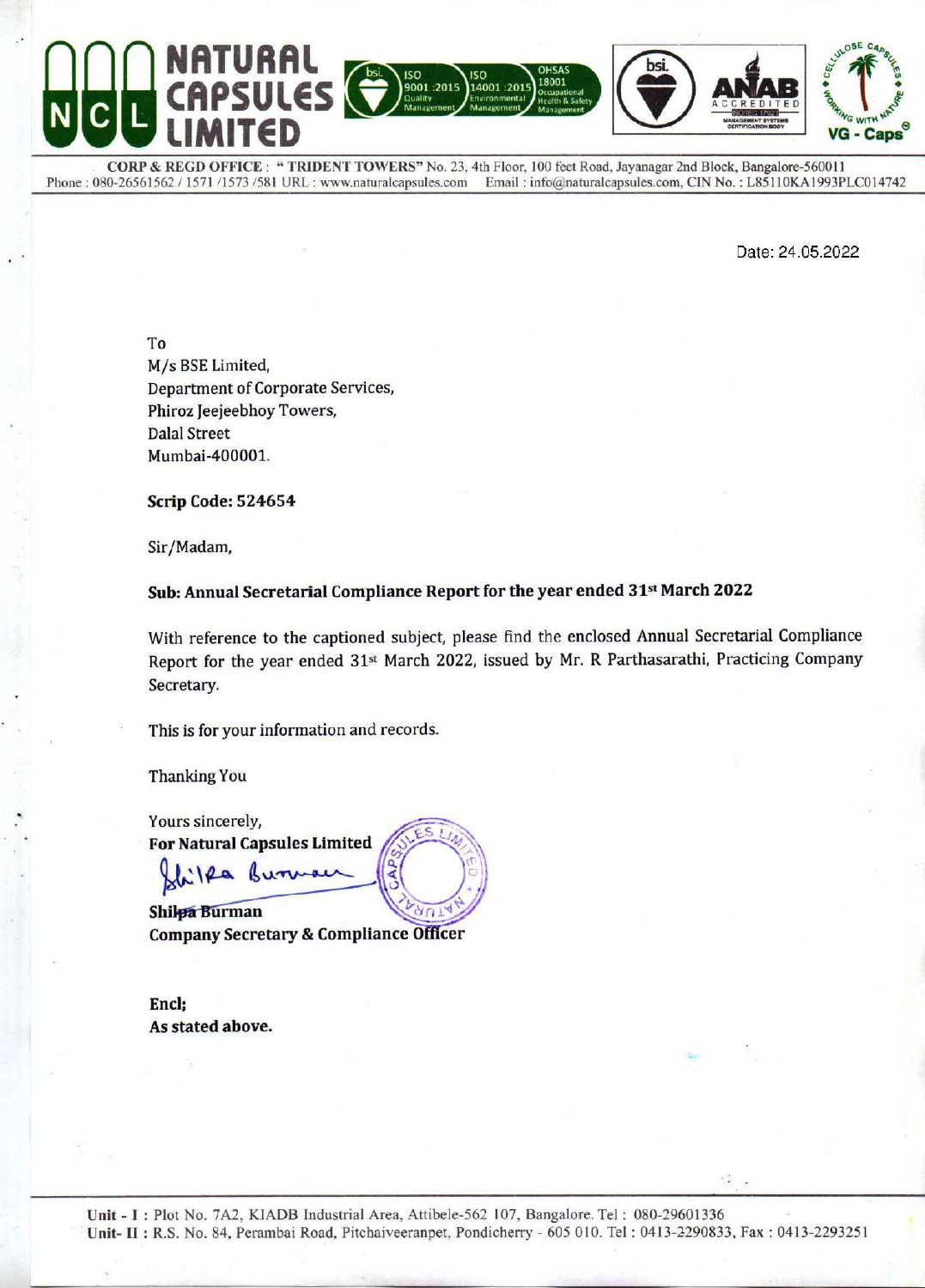# NATURAL CAPSULES LIMITED

**CORP & REGD OFFICE : " TRIDENT TOWERS" No. 23, 4th Floor, 100 feet Road, Jayanagar 2nd Block, Bangalore-560011**
Phone : 080-26561562 / 1571 /1573 /581 URL : www.naturalcapsules.com Email : info@naturalcapsules.com, CIN No. : L85110KA1993PLC014742

Date: 24.05.2022

To
M/s BSE Limited,
Department of Corporate Services,
Phiroz Jeejeebhoy Towers,
Dalal Street
Mumbai-400001.

**Scrip Code: 524654**

Sir/Madam,

**Sub: Annual Secretarial Compliance Report for the year ended 31st March 2022**

With reference to the captioned subject, please find the enclosed Annual Secretarial Compliance Report for the year ended 31st March 2022, issued by Mr. R Parthasarathi, Practicing Company Secretary.

This is for your information and records.

Thanking You

Yours sincerely,
**For Natural Capsules Limited**

**Shilpa Burman**
**Company Secretary & Compliance Officer**

**Encl;**
**As stated above.**

**Unit - I :** Plot No. 7A2, KIADB Industrial Area, Attibele-562 107, Bangalore. Tel : 080-29601336
**Unit- II :** R.S. No. 84, Perambai Road, Pitchaiveeranpet, Pondicherry - 605 010. Tel : 0413-2290833, Fax : 0413-2293251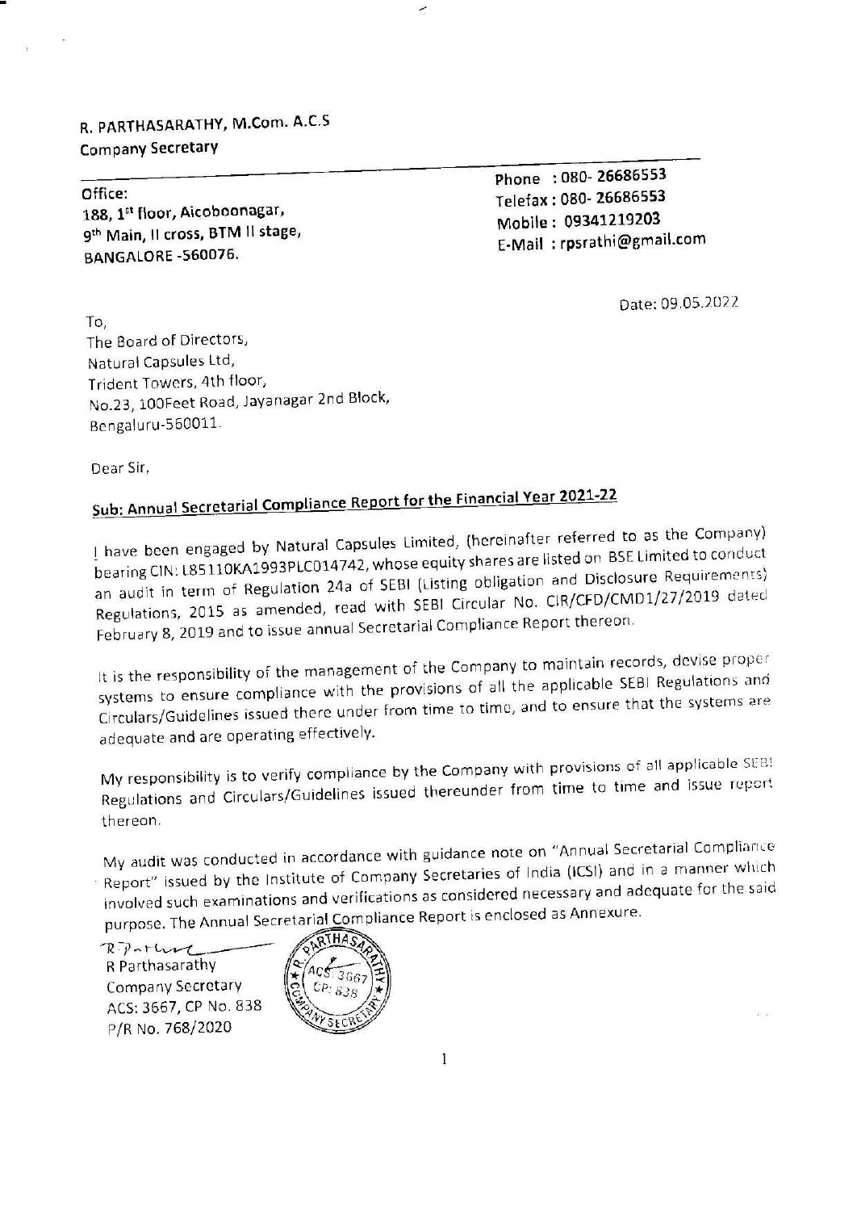R. PARTHASARATHY, M.Com. A.C.S
Company Secretary

Office:
188, 1st floor, Aicoboonagar,
9th Main, II cross, BTM II stage,
BANGALORE -560076.

Phone : 080- 26686553
Telefax : 080- 26686553
Mobile : 09341219203
E-Mail : rpsrathi@gmail.com

Date: 09.05.2022

To,
The Board of Directors,
Natural Capsules Ltd,
Trident Towers, 4th floor,
No.23, 100Feet Road, Jayanagar 2nd Block,
Bengaluru-560011.

Dear Sir,

**Sub: Annual Secretarial Compliance Report for the Financial Year 2021-22**

I have been engaged by Natural Capsules Limited, (hereinafter referred to as the Company) bearing CIN: L85110KA1993PLC014742, whose equity shares are listed on BSE Limited to conduct an audit in term of Regulation 24a of SEBI (Listing obligation and Disclosure Requirements) Regulations, 2015 as amended, read with SEBI Circular No. CIR/CFD/CMD1/27/2019 dated February 8, 2019 and to issue annual Secretarial Compliance Report thereon.

It is the responsibility of the management of the Company to maintain records, devise proper systems to ensure compliance with the provisions of all the applicable SEBI Regulations and Circulars/Guidelines issued there under from time to time, and to ensure that the systems are adequate and are operating effectively.

My responsibility is to verify compliance by the Company with provisions of all applicable SEBI Regulations and Circulars/Guidelines issued thereunder from time to time and issue report thereon.

My audit was conducted in accordance with guidance note on "Annual Secretarial Compliance Report" issued by the Institute of Company Secretaries of India (ICSI) and in a manner which involved such examinations and verifications as considered necessary and adequate for the said purpose. The Annual Secretarial Compliance Report is enclosed as Annexure.

R Parthasarathy
Company Secretary
ACS: 3667, CP No. 838
P/R No. 768/2020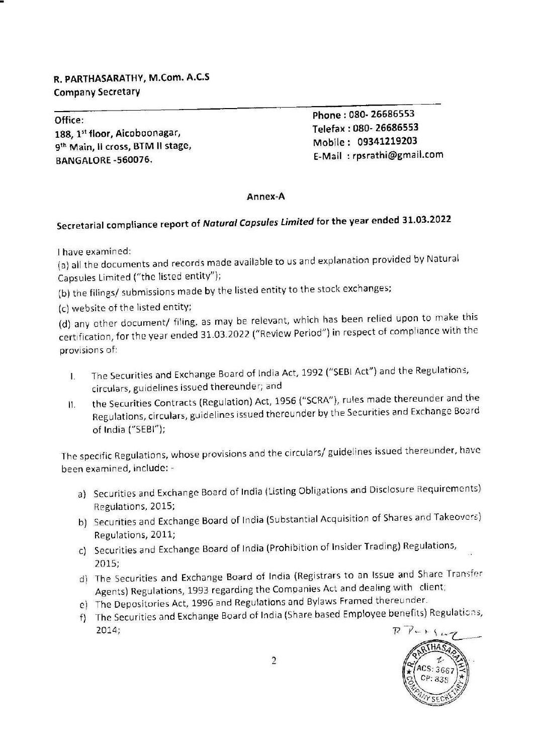**R. PARTHASARATHY, M.Com. A.C.S**
**Company Secretary**

Office:
188, 1st floor, Aicoboonagar,
9th Main, II cross, BTM II stage,
BANGALORE -560076.

Phone : 080- 26686553
Telefax : 080- 26686553
Mobile : 09341219203
E-Mail : rpsrathi@gmail.com

**Annex-A**

**Secretarial compliance report of *Natural Capsules Limited* for the year ended 31.03.2022**

I have examined:

(a) all the documents and records made available to us and explanation provided by Natural Capsules Limited ("the listed entity");

(b) the filings/ submissions made by the listed entity to the stock exchanges;

(c) website of the listed entity;

(d) any other document/ filing, as may be relevant, which has been relied upon to make this certification, for the year ended 31.03.2022 ("Review Period") in respect of compliance with the provisions of:

I. The Securities and Exchange Board of India Act, 1992 ("SEBI Act") and the Regulations, circulars, guidelines issued thereunder; and

II. the Securities Contracts (Regulation) Act, 1956 ("SCRA"), rules made thereunder and the Regulations, circulars, guidelines issued thereunder by the Securities and Exchange Board of India ("SEBI");

The specific Regulations, whose provisions and the circulars/ guidelines issued thereunder, have been examined, include: -

a) Securities and Exchange Board of India (Listing Obligations and Disclosure Requirements) Regulations, 2015;
b) Securities and Exchange Board of India (Substantial Acquisition of Shares and Takeovers) Regulations, 2011;
c) Securities and Exchange Board of India (Prohibition of Insider Trading) Regulations, 2015;
d) The Securities and Exchange Board of India (Registrars to an Issue and Share Transfer Agents) Regulations, 1993 regarding the Companies Act and dealing with client;
e) The Depositories Act, 1996 and Regulations and Bylaws Framed thereunder.
f) The Securities and Exchange Board of India (Share based Employee benefits) Regulations, 2014;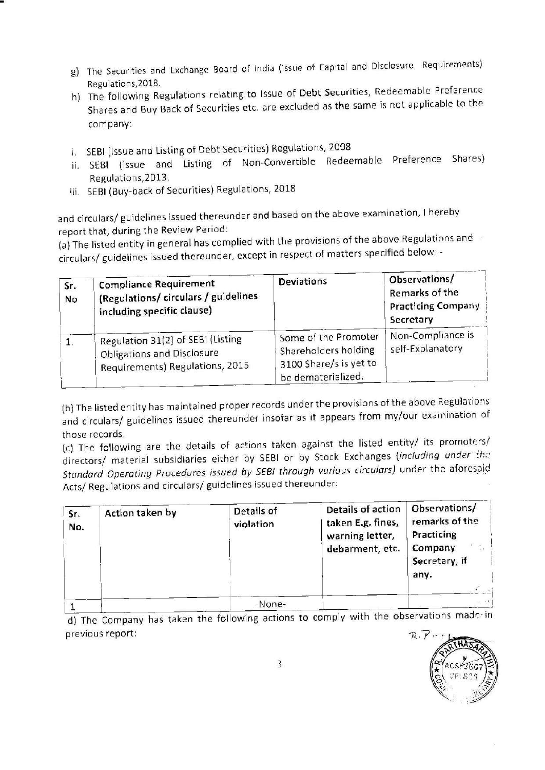g) The Securities and Exchange Board of India (Issue of Capital and Disclosure Requirements) Regulations,2018.

h) The following Regulations relating to Issue of Debt Securities, Redeemable Preference Shares and Buy Back of Securities etc. are excluded as the same is not applicable to the company:

i. SEBI (Issue and Listing of Debt Securities) Regulations, 2008
ii. SEBI (Issue and Listing of Non-Convertible Redeemable Preference Shares) Regulations,2013.
iii. SEBI (Buy-back of Securities) Regulations, 2018

and circulars/ guidelines issued thereunder and based on the above examination, I hereby report that, during the Review Period:

(a) The listed entity in general has complied with the provisions of the above Regulations and circulars/ guidelines issued thereunder, except in respect of matters specified below: -

| Sr. No | Compliance Requirement (Regulations/ circulars / guidelines including specific clause) | Deviations | Observations/ Remarks of the Practicing Company Secretary |
|---|---|---|---|
| 1. | Regulation 31(2) of SEBI (Listing Obligations and Disclosure Requirements) Regulations, 2015 | Some of the Promoter Shareholders holding 3100 Share/s is yet to be dematerialized. | Non-Compliance is self-Explanatory |

(b) The listed entity has maintained proper records under the provisions of the above Regulations and circulars/ guidelines issued thereunder insofar as it appears from my/our examination of those records.

(c) The following are the details of actions taken against the listed entity/ its promoters/ directors/ material subsidiaries either by SEBI or by Stock Exchanges (*including under the Standard Operating Procedures issued by SEBI through various circulars*) under the aforesaid Acts/ Regulations and circulars/ guidelines issued thereunder:

| Sr. No. | Action taken by | Details of violation | Details of action taken E.g. fines, warning letter, debarment, etc. | Observations/ remarks of the Practicing Company Secretary, if any. |
|---|---|---|---|---|
| 1 | | -None- | | |

d) The Company has taken the following actions to comply with the observations made in previous report: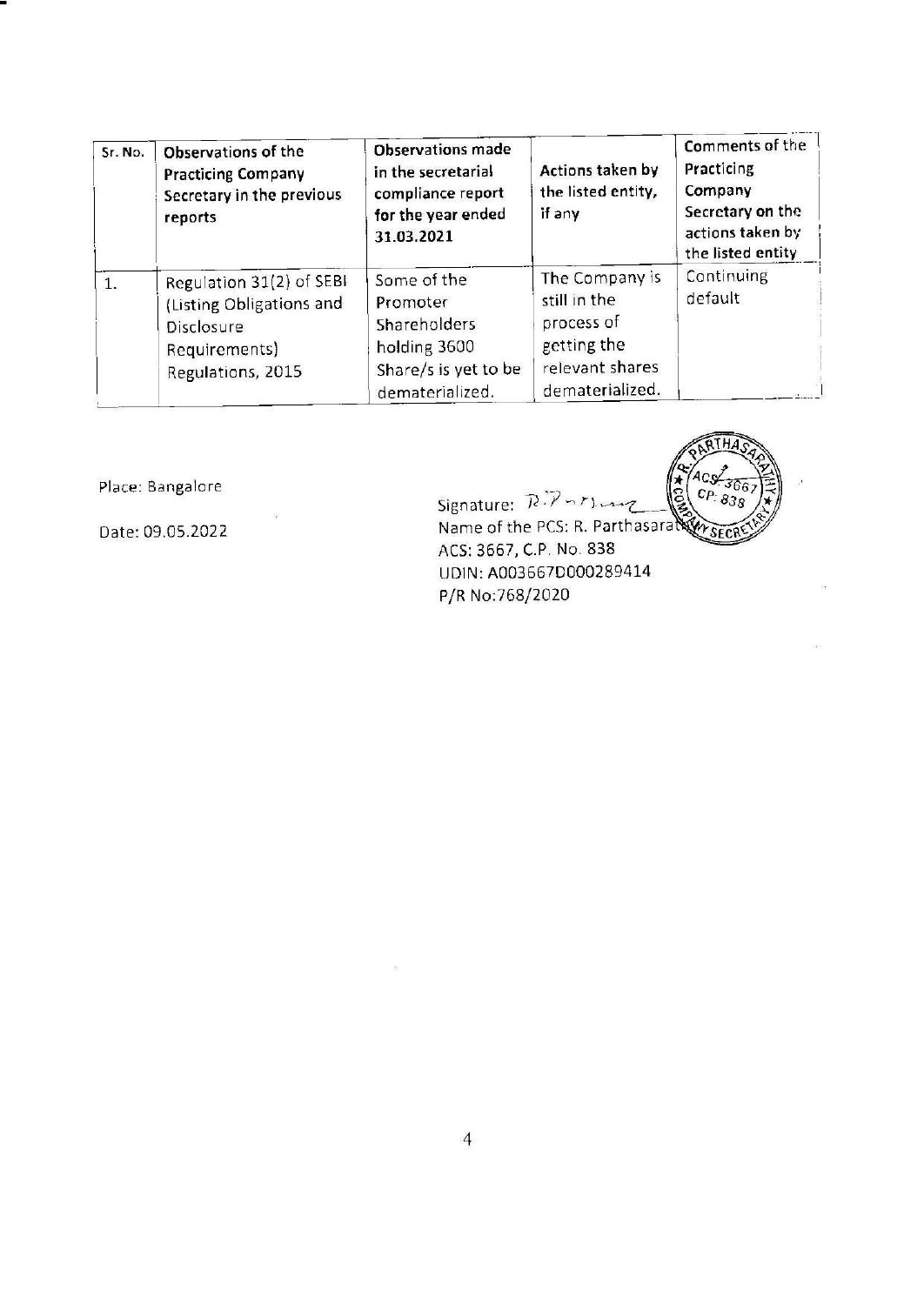| Sr. No. | Observations of the Practicing Company Secretary in the previous reports | Observations made in the secretarial compliance report for the year ended 31.03.2021 | Actions taken by the listed entity, if any | Comments of the Practicing Company Secretary on the actions taken by the listed entity |
|---|---|---|---|---|
| 1. | Regulation 31(2) of SEBI (Listing Obligations and Disclosure Requirements) Regulations, 2015 | Some of the Promoter Shareholders holding 3600 Share/s is yet to be dematerialized. | The Company is still in the process of getting the relevant shares dematerialized. | Continuing default |

Place: Bangalore

Date: 09.05.2022

Signature:

Name of the PCS: R. Parthasarathy

ACS: 3667, C.P. No. 838

UDIN: A003667D000289414

P/R No:768/2020